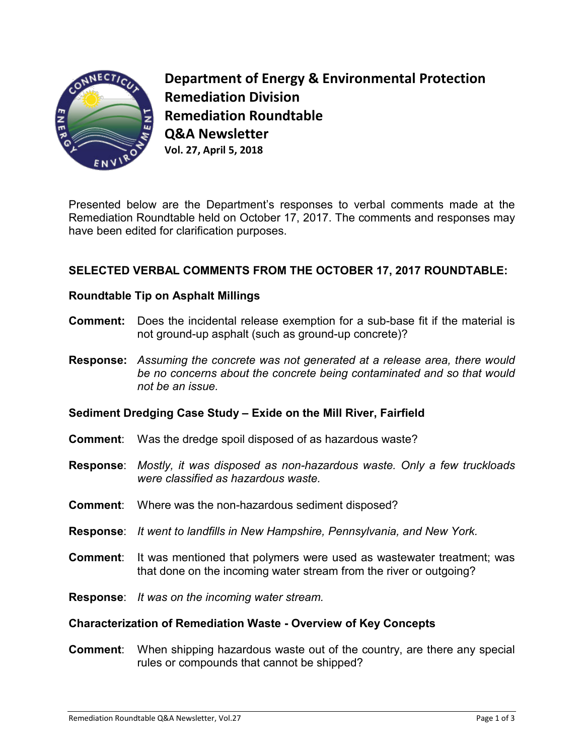# Department of Energy & Environmental Protection
## Remediation Division
## Remediation Roundtable
## Q&A Newsletter
**Vol. 27, April 5, 2018**

Presented below are the Department's responses to verbal comments made at the Remediation Roundtable held on October 17, 2017. The comments and responses may have been edited for clarification purposes.

### SELECTED VERBAL COMMENTS FROM THE OCTOBER 17, 2017 ROUNDTABLE:

#### Roundtable Tip on Asphalt Millings

**Comment:** Does the incidental release exemption for a sub-base fit if the material is not ground-up asphalt (such as ground-up concrete)?

**Response:** *Assuming the concrete was not generated at a release area, there would be no concerns about the concrete being contaminated and so that would not be an issue.*

#### Sediment Dredging Case Study – Exide on the Mill River, Fairfield

**Comment**: Was the dredge spoil disposed of as hazardous waste?

**Response**: *Mostly, it was disposed as non-hazardous waste. Only a few truckloads were classified as hazardous waste.*

**Comment**: Where was the non-hazardous sediment disposed?

**Response**: *It went to landfills in New Hampshire, Pennsylvania, and New York.*

**Comment**: It was mentioned that polymers were used as wastewater treatment; was that done on the incoming water stream from the river or outgoing?

**Response**: *It was on the incoming water stream.*

#### Characterization of Remediation Waste - Overview of Key Concepts

**Comment**: When shipping hazardous waste out of the country, are there any special rules or compounds that cannot be shipped?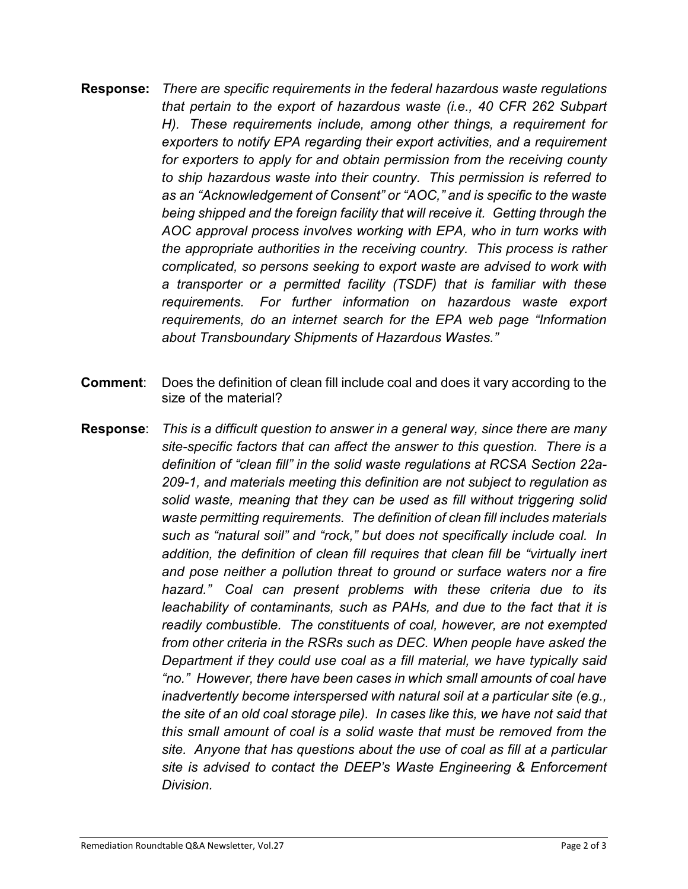**Response:** *There are specific requirements in the federal hazardous waste regulations that pertain to the export of hazardous waste (i.e., 40 CFR 262 Subpart H). These requirements include, among other things, a requirement for exporters to notify EPA regarding their export activities, and a requirement for exporters to apply for and obtain permission from the receiving county to ship hazardous waste into their country. This permission is referred to as an "Acknowledgement of Consent" or "AOC," and is specific to the waste being shipped and the foreign facility that will receive it. Getting through the AOC approval process involves working with EPA, who in turn works with the appropriate authorities in the receiving country. This process is rather complicated, so persons seeking to export waste are advised to work with a transporter or a permitted facility (TSDF) that is familiar with these requirements. For further information on hazardous waste export requirements, do an internet search for the EPA web page "Information about Transboundary Shipments of Hazardous Wastes."*

**Comment**: Does the definition of clean fill include coal and does it vary according to the size of the material?

**Response**: *This is a difficult question to answer in a general way, since there are many site-specific factors that can affect the answer to this question. There is a definition of "clean fill" in the solid waste regulations at RCSA Section 22a-209-1, and materials meeting this definition are not subject to regulation as solid waste, meaning that they can be used as fill without triggering solid waste permitting requirements. The definition of clean fill includes materials such as "natural soil" and "rock," but does not specifically include coal. In addition, the definition of clean fill requires that clean fill be "virtually inert and pose neither a pollution threat to ground or surface waters nor a fire hazard." Coal can present problems with these criteria due to its leachability of contaminants, such as PAHs, and due to the fact that it is readily combustible. The constituents of coal, however, are not exempted from other criteria in the RSRs such as DEC. When people have asked the Department if they could use coal as a fill material, we have typically said "no." However, there have been cases in which small amounts of coal have inadvertently become interspersed with natural soil at a particular site (e.g., the site of an old coal storage pile). In cases like this, we have not said that this small amount of coal is a solid waste that must be removed from the site. Anyone that has questions about the use of coal as fill at a particular site is advised to contact the DEEP's Waste Engineering & Enforcement Division.*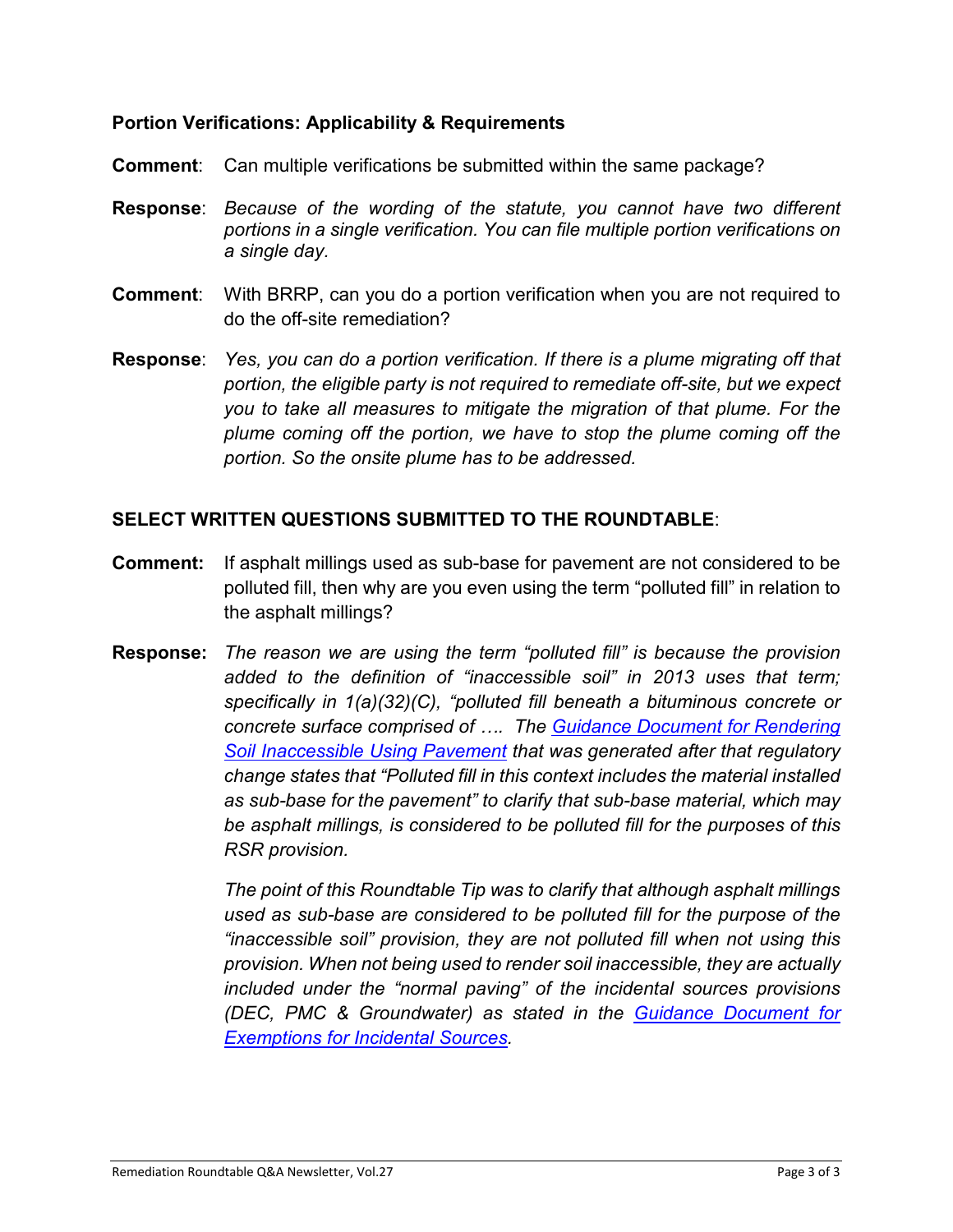### Portion Verifications: Applicability & Requirements

**Comment**: Can multiple verifications be submitted within the same package?

**Response**: *Because of the wording of the statute, you cannot have two different portions in a single verification. You can file multiple portion verifications on a single day.*

**Comment**: With BRRP, can you do a portion verification when you are not required to do the off-site remediation?

**Response**: *Yes, you can do a portion verification. If there is a plume migrating off that portion, the eligible party is not required to remediate off-site, but we expect you to take all measures to mitigate the migration of that plume. For the plume coming off the portion, we have to stop the plume coming off the portion. So the onsite plume has to be addressed.*

### SELECT WRITTEN QUESTIONS SUBMITTED TO THE ROUNDTABLE:

**Comment:** If asphalt millings used as sub-base for pavement are not considered to be polluted fill, then why are you even using the term "polluted fill" in relation to the asphalt millings?

**Response:** *The reason we are using the term "polluted fill" is because the provision added to the definition of "inaccessible soil" in 2013 uses that term; specifically in 1(a)(32)(C), "polluted fill beneath a bituminous concrete or concrete surface comprised of …. The Guidance Document for Rendering Soil Inaccessible Using Pavement that was generated after that regulatory change states that "Polluted fill in this context includes the material installed as sub-base for the pavement" to clarify that sub-base material, which may be asphalt millings, is considered to be polluted fill for the purposes of this RSR provision.*

*The point of this Roundtable Tip was to clarify that although asphalt millings used as sub-base are considered to be polluted fill for the purpose of the "inaccessible soil" provision, they are not polluted fill when not using this provision. When not being used to render soil inaccessible, they are actually included under the "normal paving" of the incidental sources provisions (DEC, PMC & Groundwater) as stated in the Guidance Document for Exemptions for Incidental Sources.*